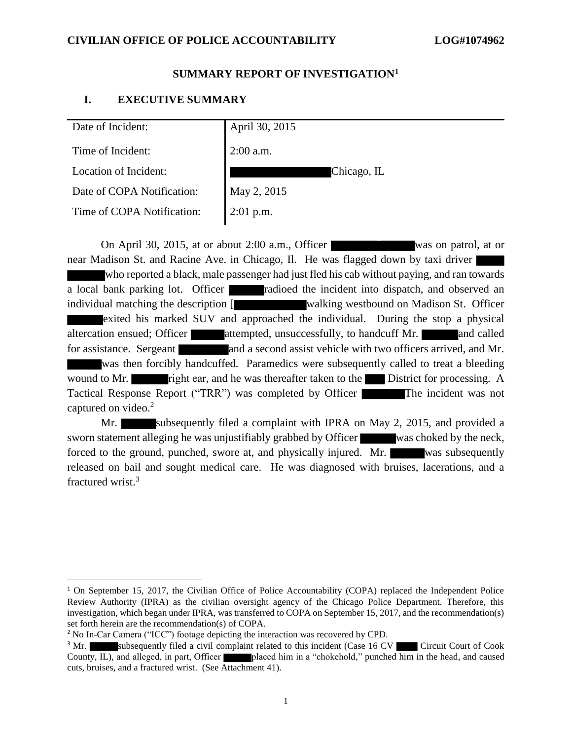**CIVILIAN OFFICE OF POLICE ACCOUNTABILITY** **LOG#1074962**

# SUMMARY REPORT OF INVESTIGATION[1]

## I. EXECUTIVE SUMMARY

| Date of Incident: | April 30, 2015 |
|---|---|
| Time of Incident: | 2:00 a.m. |
| Location of Incident: | Chicago, IL |
| Date of COPA Notification: | May 2, 2015 |
| Time of COPA Notification: | 2:01 p.m. |

On April 30, 2015, at or about 2:00 a.m., Officer was on patrol, at or near Madison St. and Racine Ave. in Chicago, Il. He was flagged down by taxi driver who reported a black, male passenger had just fled his cab without paying, and ran towards a local bank parking lot. Officer radioed the incident into dispatch, and observed an individual matching the description [ walking westbound on Madison St. Officer exited his marked SUV and approached the individual. During the stop a physical altercation ensued; Officer attempted, unsuccessfully, to handcuff Mr. and called for assistance. Sergeant and a second assist vehicle with two officers arrived, and Mr. was then forcibly handcuffed. Paramedics were subsequently called to treat a bleeding wound to Mr. right ear, and he was thereafter taken to the District for processing. A Tactical Response Report ("TRR") was completed by Officer The incident was not captured on video.[2]

Mr. subsequently filed a complaint with IPRA on May 2, 2015, and provided a sworn statement alleging he was unjustifiably grabbed by Officer was choked by the neck, forced to the ground, punched, swore at, and physically injured. Mr. was subsequently released on bail and sought medical care. He was diagnosed with bruises, lacerations, and a fractured wrist.[3]

---

[1] On September 15, 2017, the Civilian Office of Police Accountability (COPA) replaced the Independent Police Review Authority (IPRA) as the civilian oversight agency of the Chicago Police Department. Therefore, this investigation, which began under IPRA, was transferred to COPA on September 15, 2017, and the recommendation(s) set forth herein are the recommendation(s) of COPA.

[2] No In-Car Camera ("ICC") footage depicting the interaction was recovered by CPD.

[3] Mr. subsequently filed a civil complaint related to this incident (Case 16 CV Circuit Court of Cook County, IL), and alleged, in part, Officer placed him in a "chokehold," punched him in the head, and caused cuts, bruises, and a fractured wrist. (See Attachment 41).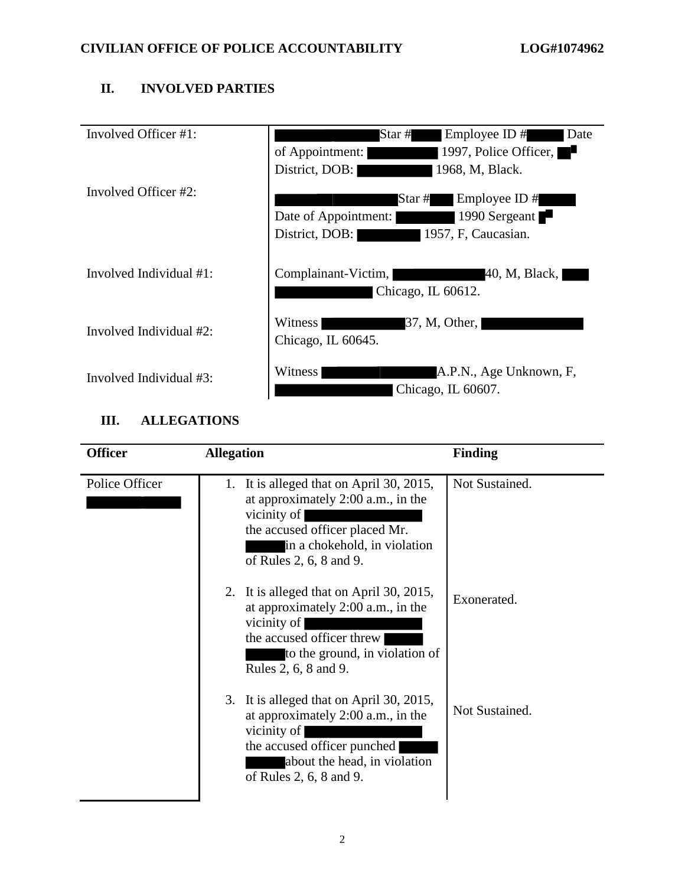## II. INVOLVED PARTIES

| | |
|---|---|
| Involved Officer #1: | Star # Employee ID # Date of Appointment: 1997, Police Officer, District, DOB: 1968, M, Black. |
| Involved Officer #2: | Star # Employee ID # Date of Appointment: 1990 Sergeant District, DOB: 1957, F, Caucasian. |
| Involved Individual #1: | Complainant-Victim, 40, M, Black, Chicago, IL 60612. |
| Involved Individual #2: | Witness 37, M, Other, Chicago, IL 60645. |
| Involved Individual #3: | Witness A.P.N., Age Unknown, F, Chicago, IL 60607. |

## III. ALLEGATIONS

| Officer | Allegation | Finding |
|---|---|---|
| Police Officer | 1. It is alleged that on April 30, 2015, at approximately 2:00 a.m., in the vicinity of the accused officer placed Mr. in a chokehold, in violation of Rules 2, 6, 8 and 9. | Not Sustained. |
| | 2. It is alleged that on April 30, 2015, at approximately 2:00 a.m., in the vicinity of the accused officer threw to the ground, in violation of Rules 2, 6, 8 and 9. | Exonerated. |
| | 3. It is alleged that on April 30, 2015, at approximately 2:00 a.m., in the vicinity of the accused officer punched about the head, in violation of Rules 2, 6, 8 and 9. | Not Sustained. |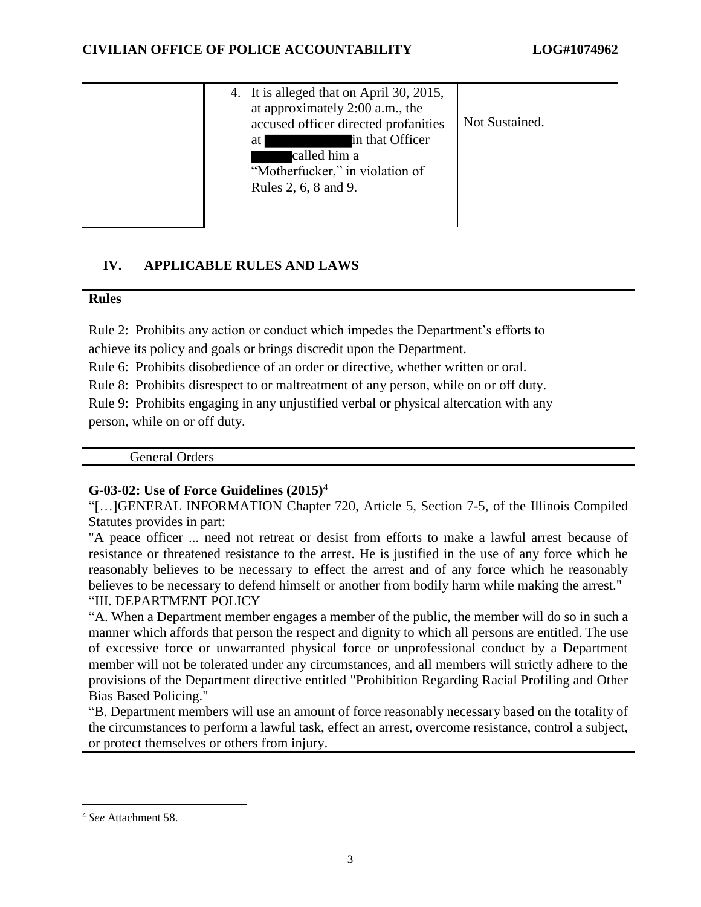| | | |
|---|---|---|
| | 4. It is alleged that on April 30, 2015, at approximately 2:00 a.m., the accused officer directed profanities at [REDACTED] in that Officer [REDACTED] called him a "Motherfucker," in violation of Rules 2, 6, 8 and 9. | Not Sustained. |

## IV. APPLICABLE RULES AND LAWS

**Rules**

Rule 2: Prohibits any action or conduct which impedes the Department's efforts to achieve its policy and goals or brings discredit upon the Department.

Rule 6: Prohibits disobedience of an order or directive, whether written or oral.

Rule 8: Prohibits disrespect to or maltreatment of any person, while on or off duty.

Rule 9: Prohibits engaging in any unjustified verbal or physical altercation with any person, while on or off duty.

General Orders

**G-03-02: Use of Force Guidelines (2015)[4]**

"[…]GENERAL INFORMATION Chapter 720, Article 5, Section 7-5, of the Illinois Compiled Statutes provides in part:

"A peace officer ... need not retreat or desist from efforts to make a lawful arrest because of resistance or threatened resistance to the arrest. He is justified in the use of any force which he reasonably believes to be necessary to effect the arrest and of any force which he reasonably believes to be necessary to defend himself or another from bodily harm while making the arrest."

"III. DEPARTMENT POLICY

"A. When a Department member engages a member of the public, the member will do so in such a manner which affords that person the respect and dignity to which all persons are entitled. The use of excessive force or unwarranted physical force or unprofessional conduct by a Department member will not be tolerated under any circumstances, and all members will strictly adhere to the provisions of the Department directive entitled "Prohibition Regarding Racial Profiling and Other Bias Based Policing."

"B. Department members will use an amount of force reasonably necessary based on the totality of the circumstances to perform a lawful task, effect an arrest, overcome resistance, control a subject, or protect themselves or others from injury.

---

[4] *See* Attachment 58.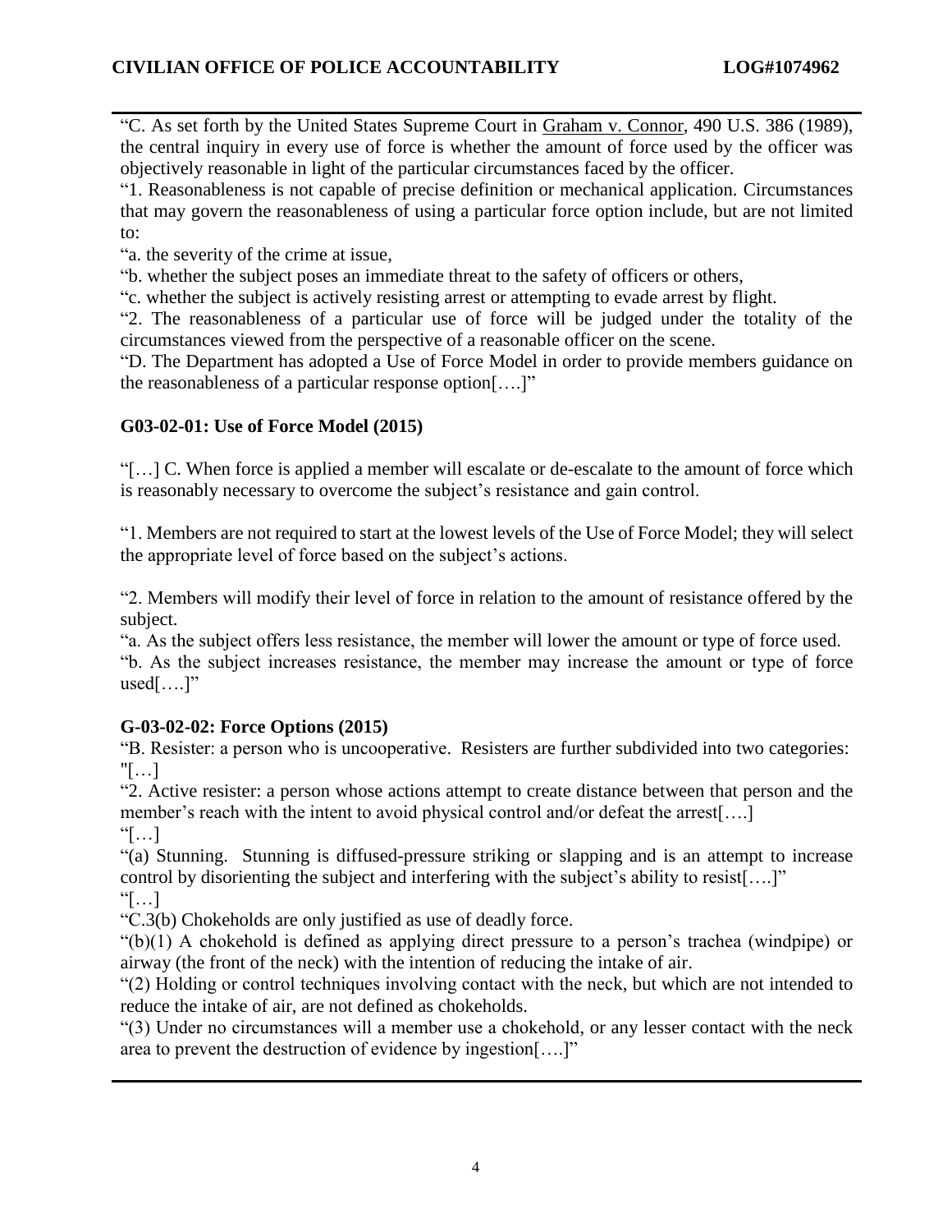"C. As set forth by the United States Supreme Court in Graham v. Connor, 490 U.S. 386 (1989), the central inquiry in every use of force is whether the amount of force used by the officer was objectively reasonable in light of the particular circumstances faced by the officer.

"1. Reasonableness is not capable of precise definition or mechanical application. Circumstances that may govern the reasonableness of using a particular force option include, but are not limited to:

"a. the severity of the crime at issue,

"b. whether the subject poses an immediate threat to the safety of officers or others,

"c. whether the subject is actively resisting arrest or attempting to evade arrest by flight.

"2. The reasonableness of a particular use of force will be judged under the totality of the circumstances viewed from the perspective of a reasonable officer on the scene.

"D. The Department has adopted a Use of Force Model in order to provide members guidance on the reasonableness of a particular response option[….]"

### G03-02-01: Use of Force Model (2015)

"[…] C. When force is applied a member will escalate or de-escalate to the amount of force which is reasonably necessary to overcome the subject's resistance and gain control.

"1. Members are not required to start at the lowest levels of the Use of Force Model; they will select the appropriate level of force based on the subject's actions.

"2. Members will modify their level of force in relation to the amount of resistance offered by the subject.

"a. As the subject offers less resistance, the member will lower the amount or type of force used.

"b. As the subject increases resistance, the member may increase the amount or type of force used[….]"

### G-03-02-02: Force Options (2015)

"B. Resister: a person who is uncooperative. Resisters are further subdivided into two categories:

"[…]

"2. Active resister: a person whose actions attempt to create distance between that person and the member's reach with the intent to avoid physical control and/or defeat the arrest[….]

"[…]

"(a) Stunning. Stunning is diffused-pressure striking or slapping and is an attempt to increase control by disorienting the subject and interfering with the subject's ability to resist[….]"

"[…]

"C.3(b) Chokeholds are only justified as use of deadly force.

"(b)(1) A chokehold is defined as applying direct pressure to a person's trachea (windpipe) or airway (the front of the neck) with the intention of reducing the intake of air.

"(2) Holding or control techniques involving contact with the neck, but which are not intended to reduce the intake of air, are not defined as chokeholds.

"(3) Under no circumstances will a member use a chokehold, or any lesser contact with the neck area to prevent the destruction of evidence by ingestion[….]"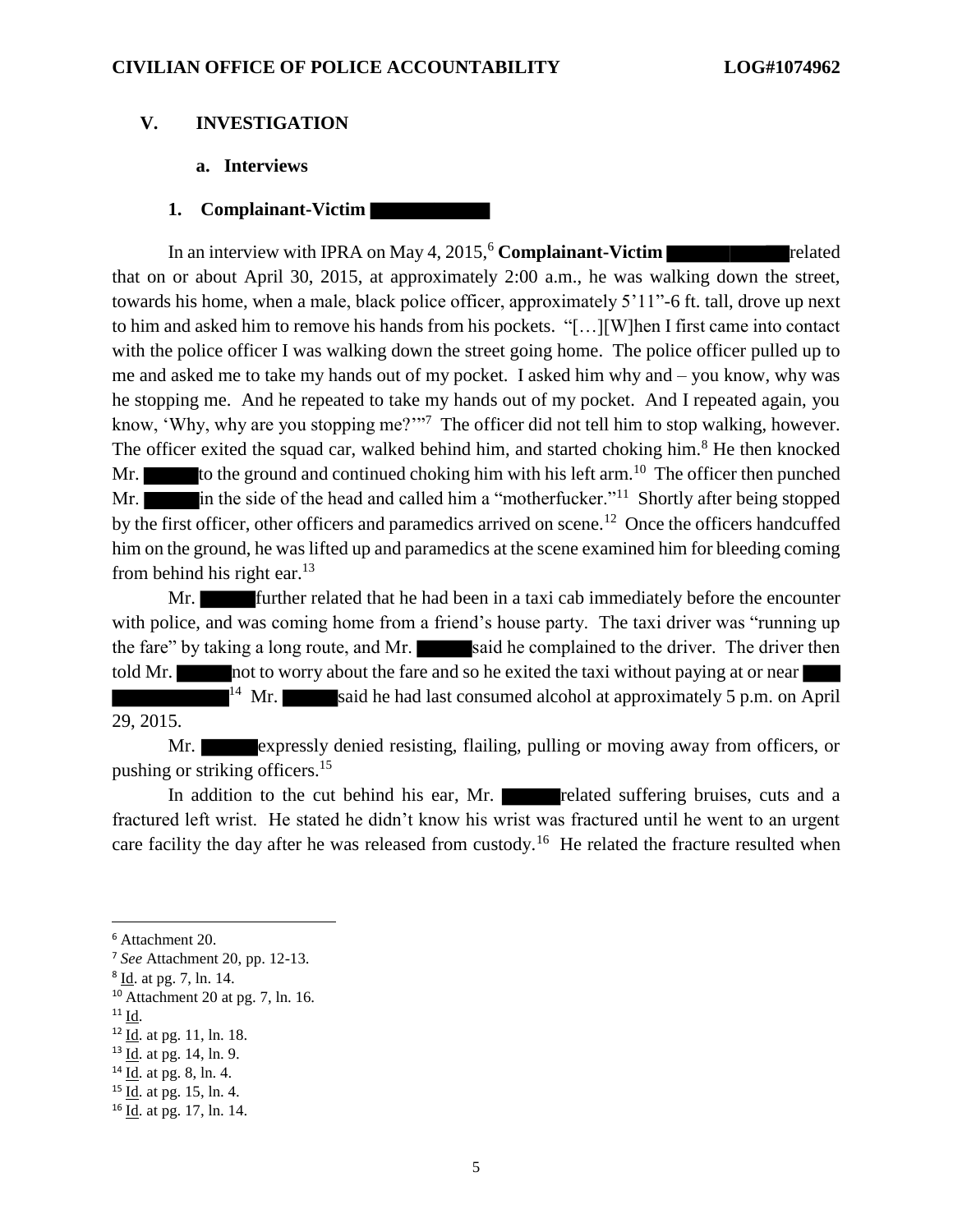## V. INVESTIGATION

### a. Interviews

#### 1. Complainant-Victim

In an interview with IPRA on May 4, 2015,[6] **Complainant-Victim** related that on or about April 30, 2015, at approximately 2:00 a.m., he was walking down the street, towards his home, when a male, black police officer, approximately 5'11"-6 ft. tall, drove up next to him and asked him to remove his hands from his pockets. "[…][W]hen I first came into contact with the police officer I was walking down the street going home. The police officer pulled up to me and asked me to take my hands out of my pocket. I asked him why and – you know, why was he stopping me. And he repeated to take my hands out of my pocket. And I repeated again, you know, 'Why, why are you stopping me?'"[7] The officer did not tell him to stop walking, however. The officer exited the squad car, walked behind him, and started choking him.[8] He then knocked Mr. to the ground and continued choking him with his left arm.[10] The officer then punched Mr. in the side of the head and called him a "motherfucker."[11] Shortly after being stopped by the first officer, other officers and paramedics arrived on scene.[12] Once the officers handcuffed him on the ground, he was lifted up and paramedics at the scene examined him for bleeding coming from behind his right ear.[13]

Mr. further related that he had been in a taxi cab immediately before the encounter with police, and was coming home from a friend's house party. The taxi driver was "running up the fare" by taking a long route, and Mr. said he complained to the driver. The driver then told Mr. not to worry about the fare and so he exited the taxi without paying at or near [14] Mr. said he had last consumed alcohol at approximately 5 p.m. on April 29, 2015.

Mr. expressly denied resisting, flailing, pulling or moving away from officers, or pushing or striking officers.[15]

In addition to the cut behind his ear, Mr. related suffering bruises, cuts and a fractured left wrist. He stated he didn't know his wrist was fractured until he went to an urgent care facility the day after he was released from custody.[16] He related the fracture resulted when

---

[6] Attachment 20.

[7] *See* Attachment 20, pp. 12-13.

[8] Id. at pg. 7, ln. 14.

[10] Attachment 20 at pg. 7, ln. 16.

[11] Id.

[12] Id. at pg. 11, ln. 18.

[13] Id. at pg. 14, ln. 9.

[14] Id. at pg. 8, ln. 4.

[15] Id. at pg. 15, ln. 4.

[16] Id. at pg. 17, ln. 14.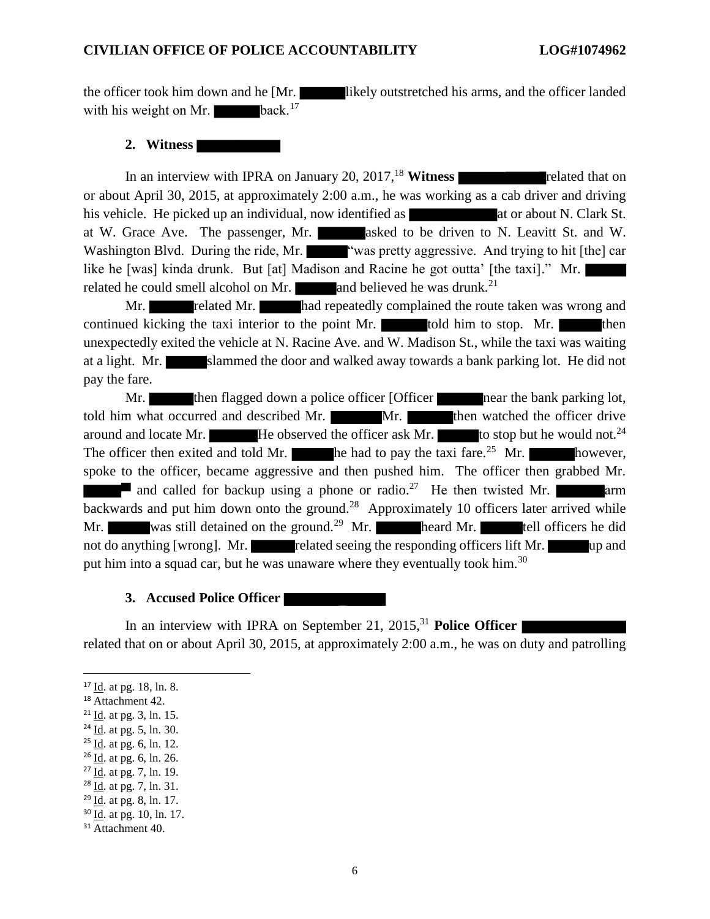the officer took him down and he [Mr. ██████ likely outstretched his arms, and the officer landed with his weight on Mr. ██████ back.[17]

### 2. Witness ██████████

In an interview with IPRA on January 20, 2017,[18] **Witness ██████████** related that on or about April 30, 2015, at approximately 2:00 a.m., he was working as a cab driver and driving his vehicle. He picked up an individual, now identified as ██████████ at or about N. Clark St. at W. Grace Ave. The passenger, Mr. ██████ asked to be driven to N. Leavitt St. and W. Washington Blvd. During the ride, Mr. ██████ "was pretty aggressive. And trying to hit [the] car like he [was] kinda drunk. But [at] Madison and Racine he got outta' [the taxi]." Mr. ██████ related he could smell alcohol on Mr. ██████ and believed he was drunk.[21]

Mr. ██████ related Mr. ██████ had repeatedly complained the route taken was wrong and continued kicking the taxi interior to the point Mr. ██████ told him to stop. Mr. ██████ then unexpectedly exited the vehicle at N. Racine Ave. and W. Madison St., while the taxi was waiting at a light. Mr. ██████ slammed the door and walked away towards a bank parking lot. He did not pay the fare.

Mr. ██████ then flagged down a police officer [Officer ██████ near the bank parking lot, told him what occurred and described Mr. ██████ Mr. ██████ then watched the officer drive around and locate Mr. ██████ He observed the officer ask Mr. ██████ to stop but he would not.[24] The officer then exited and told Mr. ██████ he had to pay the taxi fare.[25] Mr. ██████ however, spoke to the officer, became aggressive and then pushed him. The officer then grabbed Mr. ██████ and called for backup using a phone or radio.[27] He then twisted Mr. ██████ arm backwards and put him down onto the ground.[28] Approximately 10 officers later arrived while Mr. ██████ was still detained on the ground.[29] Mr. ██████ heard Mr. ██████ tell officers he did not do anything [wrong]. Mr. ██████ related seeing the responding officers lift Mr. ██████ up and put him into a squad car, but he was unaware where they eventually took him.[30]

### 3. Accused Police Officer ██████████

In an interview with IPRA on September 21, 2015,[31] **Police Officer ██████████** related that on or about April 30, 2015, at approximately 2:00 a.m., he was on duty and patrolling

---

[17] Id. at pg. 18, ln. 8.
[18] Attachment 42.
[21] Id. at pg. 3, ln. 15.
[24] Id. at pg. 5, ln. 30.
[25] Id. at pg. 6, ln. 12.
[26] Id. at pg. 6, ln. 26.
[27] Id. at pg. 7, ln. 19.
[28] Id. at pg. 7, ln. 31.
[29] Id. at pg. 8, ln. 17.
[30] Id. at pg. 10, ln. 17.
[31] Attachment 40.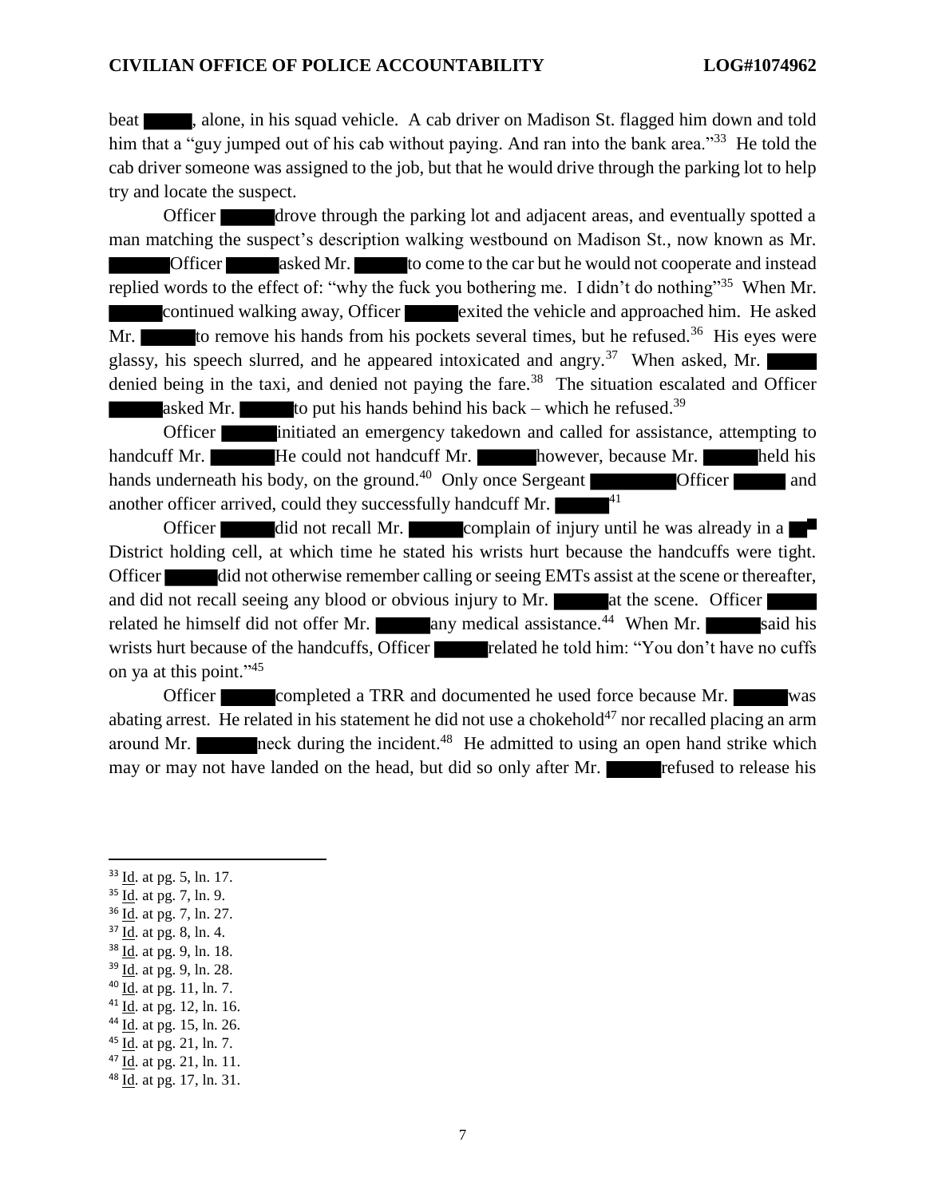beat ███, alone, in his squad vehicle. A cab driver on Madison St. flagged him down and told him that a "guy jumped out of his cab without paying. And ran into the bank area."[33] He told the cab driver someone was assigned to the job, but that he would drive through the parking lot to help try and locate the suspect.

Officer ███ drove through the parking lot and adjacent areas, and eventually spotted a man matching the suspect's description walking westbound on Madison St., now known as Mr. ███ Officer ███ asked Mr. ███ to come to the car but he would not cooperate and instead replied words to the effect of: "why the fuck you bothering me. I didn't do nothing"[35] When Mr. ███ continued walking away, Officer ███ exited the vehicle and approached him. He asked Mr. ███ to remove his hands from his pockets several times, but he refused.[36] His eyes were glassy, his speech slurred, and he appeared intoxicated and angry.[37] When asked, Mr. ███ denied being in the taxi, and denied not paying the fare.[38] The situation escalated and Officer ███ asked Mr. ███ to put his hands behind his back – which he refused.[39]

Officer ███ initiated an emergency takedown and called for assistance, attempting to handcuff Mr. ███ He could not handcuff Mr. ███ however, because Mr. ███ held his hands underneath his body, on the ground.[40] Only once Sergeant ███ Officer ███ and another officer arrived, could they successfully handcuff Mr. ███[41]

Officer ███ did not recall Mr. ███ complain of injury until he was already in a ███ District holding cell, at which time he stated his wrists hurt because the handcuffs were tight. Officer ███ did not otherwise remember calling or seeing EMTs assist at the scene or thereafter, and did not recall seeing any blood or obvious injury to Mr. ███ at the scene. Officer ███ related he himself did not offer Mr. ███ any medical assistance.[44] When Mr. ███ said his wrists hurt because of the handcuffs, Officer ███ related he told him: "You don't have no cuffs on ya at this point."[45]

Officer ███ completed a TRR and documented he used force because Mr. ███ was abating arrest. He related in his statement he did not use a chokehold[47] nor recalled placing an arm around Mr. ███ neck during the incident.[48] He admitted to using an open hand strike which may or may not have landed on the head, but did so only after Mr. ███ refused to release his

---

[33] Id. at pg. 5, ln. 17.
[35] Id. at pg. 7, ln. 9.
[36] Id. at pg. 7, ln. 27.
[37] Id. at pg. 8, ln. 4.
[38] Id. at pg. 9, ln. 18.
[39] Id. at pg. 9, ln. 28.
[40] Id. at pg. 11, ln. 7.
[41] Id. at pg. 12, ln. 16.
[44] Id. at pg. 15, ln. 26.
[45] Id. at pg. 21, ln. 7.
[47] Id. at pg. 21, ln. 11.
[48] Id. at pg. 17, ln. 31.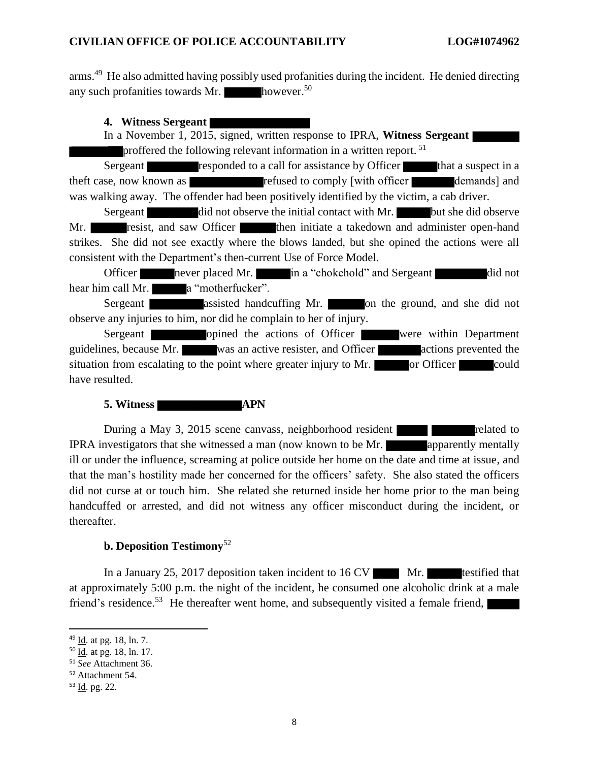arms.[49] He also admitted having possibly used profanities during the incident. He denied directing any such profanities towards Mr. ██████ however.[50]

#### 4. Witness Sergeant ██████████

In a November 1, 2015, signed, written response to IPRA, **Witness Sergeant ████████** proffered the following relevant information in a written report.[51]

Sergeant ██████ responded to a call for assistance by Officer █████ that a suspect in a theft case, now known as ██████████ refused to comply [with officer ██████ demands] and was walking away. The offender had been positively identified by the victim, a cab driver.

Sergeant ██████ did not observe the initial contact with Mr. █████ but she did observe Mr. █████ resist, and saw Officer █████ then initiate a takedown and administer open-hand strikes. She did not see exactly where the blows landed, but she opined the actions were all consistent with the Department's then-current Use of Force Model.

Officer █████ never placed Mr. █████ in a "chokehold" and Sergeant ██████ did not hear him call Mr. █████ a "motherfucker".

Sergeant ███████ assisted handcuffing Mr. █████ on the ground, and she did not observe any injuries to him, nor did he complain to her of injury.

Sergeant ███████ opined the actions of Officer █████ were within Department guidelines, because Mr. █████ was an active resister, and Officer ██████ actions prevented the situation from escalating to the point where greater injury to Mr. █████ or Officer █████ could have resulted.

#### 5. Witness ██████████ APN

During a May 3, 2015 scene canvass, neighborhood resident █████ ██████ related to IPRA investigators that she witnessed a man (now known to be Mr. ██████ apparently mentally ill or under the influence, screaming at police outside her home on the date and time at issue, and that the man's hostility made her concerned for the officers' safety. She also stated the officers did not curse at or touch him. She related she returned inside her home prior to the man being handcuffed or arrested, and did not witness any officer misconduct during the incident, or thereafter.

#### b. Deposition Testimony[52]

In a January 25, 2017 deposition taken incident to 16 CV ████ Mr. █████ testified that at approximately 5:00 p.m. the night of the incident, he consumed one alcoholic drink at a male friend's residence.[53] He thereafter went home, and subsequently visited a female friend, █████

---

[49] Id. at pg. 18, ln. 7.
[50] Id. at pg. 18, ln. 17.
[51] *See* Attachment 36.
[52] Attachment 54.
[53] Id. pg. 22.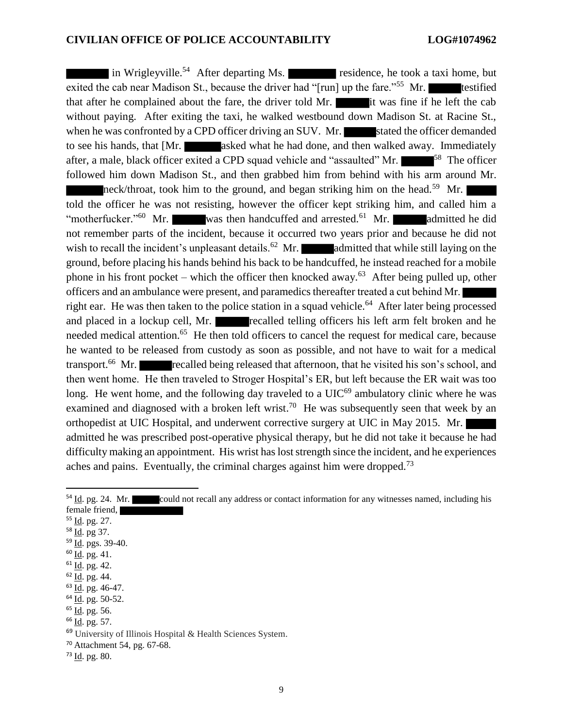in Wrigleyville.[54] After departing Ms. residence, he took a taxi home, but exited the cab near Madison St., because the driver had "[run] up the fare."[55] Mr. testified that after he complained about the fare, the driver told Mr. it was fine if he left the cab without paying. After exiting the taxi, he walked westbound down Madison St. at Racine St., when he was confronted by a CPD officer driving an SUV. Mr. stated the officer demanded to see his hands, that [Mr. asked what he had done, and then walked away. Immediately after, a male, black officer exited a CPD squad vehicle and "assaulted" Mr. [58] The officer followed him down Madison St., and then grabbed him from behind with his arm around Mr. neck/throat, took him to the ground, and began striking him on the head.[59] Mr. told the officer he was not resisting, however the officer kept striking him, and called him a "motherfucker."[60] Mr. was then handcuffed and arrested.[61] Mr. admitted he did not remember parts of the incident, because it occurred two years prior and because he did not wish to recall the incident's unpleasant details.[62] Mr. admitted that while still laying on the ground, before placing his hands behind his back to be handcuffed, he instead reached for a mobile phone in his front pocket – which the officer then knocked away.[63] After being pulled up, other officers and an ambulance were present, and paramedics thereafter treated a cut behind Mr. right ear. He was then taken to the police station in a squad vehicle.[64] After later being processed and placed in a lockup cell, Mr. recalled telling officers his left arm felt broken and he needed medical attention.[65] He then told officers to cancel the request for medical care, because he wanted to be released from custody as soon as possible, and not have to wait for a medical transport.[66] Mr. recalled being released that afternoon, that he visited his son's school, and then went home. He then traveled to Stroger Hospital's ER, but left because the ER wait was too long. He went home, and the following day traveled to a UIC[69] ambulatory clinic where he was examined and diagnosed with a broken left wrist.[70] He was subsequently seen that week by an orthopedist at UIC Hospital, and underwent corrective surgery at UIC in May 2015. Mr. admitted he was prescribed post-operative physical therapy, but he did not take it because he had difficulty making an appointment. His wrist has lost strength since the incident, and he experiences aches and pains. Eventually, the criminal charges against him were dropped.[73]

---

[54] Id. pg. 24. Mr. could not recall any address or contact information for any witnesses named, including his female friend,

[55] Id. pg. 27.

[58] Id. pg 37.

[59] Id. pgs. 39-40.

[60] Id. pg. 41.

[61] Id. pg. 42.

[62] Id. pg. 44.

[63] Id. pg. 46-47.

[64] Id. pg. 50-52.

[65] Id. pg. 56.

[66] Id. pg. 57.

[69] University of Illinois Hospital & Health Sciences System.

[70] Attachment 54, pg. 67-68.

[73] Id. pg. 80.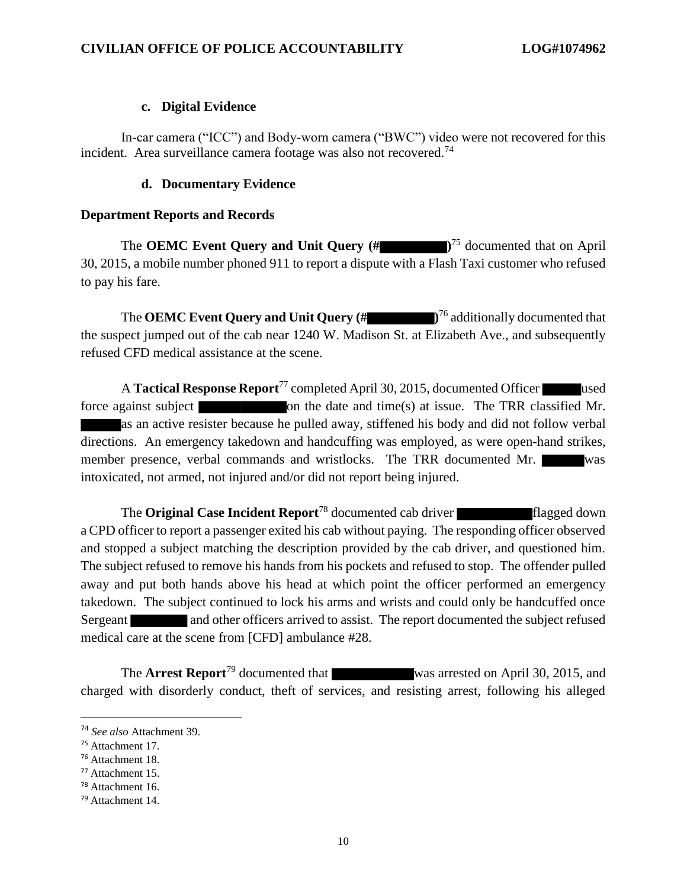### c. Digital Evidence

In-car camera ("ICC") and Body-worn camera ("BWC") video were not recovered for this incident. Area surveillance camera footage was also not recovered.[74]

### d. Documentary Evidence

**Department Reports and Records**

The **OEMC Event Query and Unit Query (#██████)**[75] documented that on April 30, 2015, a mobile number phoned 911 to report a dispute with a Flash Taxi customer who refused to pay his fare.

The **OEMC Event Query and Unit Query (#██████)**[76] additionally documented that the suspect jumped out of the cab near 1240 W. Madison St. at Elizabeth Ave., and subsequently refused CFD medical assistance at the scene.

A **Tactical Response Report**[77] completed April 30, 2015, documented Officer ████ used force against subject ██████ on the date and time(s) at issue. The TRR classified Mr. ████ as an active resister because he pulled away, stiffened his body and did not follow verbal directions. An emergency takedown and handcuffing was employed, as were open-hand strikes, member presence, verbal commands and wristlocks. The TRR documented Mr. ████ was intoxicated, not armed, not injured and/or did not report being injured.

The **Original Case Incident Report**[78] documented cab driver ██████ flagged down a CPD officer to report a passenger exited his cab without paying. The responding officer observed and stopped a subject matching the description provided by the cab driver, and questioned him. The subject refused to remove his hands from his pockets and refused to stop. The offender pulled away and put both hands above his head at which point the officer performed an emergency takedown. The subject continued to lock his arms and wrists and could only be handcuffed once Sergeant █████ and other officers arrived to assist. The report documented the subject refused medical care at the scene from [CFD] ambulance #28.

The **Arrest Report**[79] documented that ██████ was arrested on April 30, 2015, and charged with disorderly conduct, theft of services, and resisting arrest, following his alleged

---

[74] *See also* Attachment 39.

[75] Attachment 17.

[76] Attachment 18.

[77] Attachment 15.

[78] Attachment 16.

[79] Attachment 14.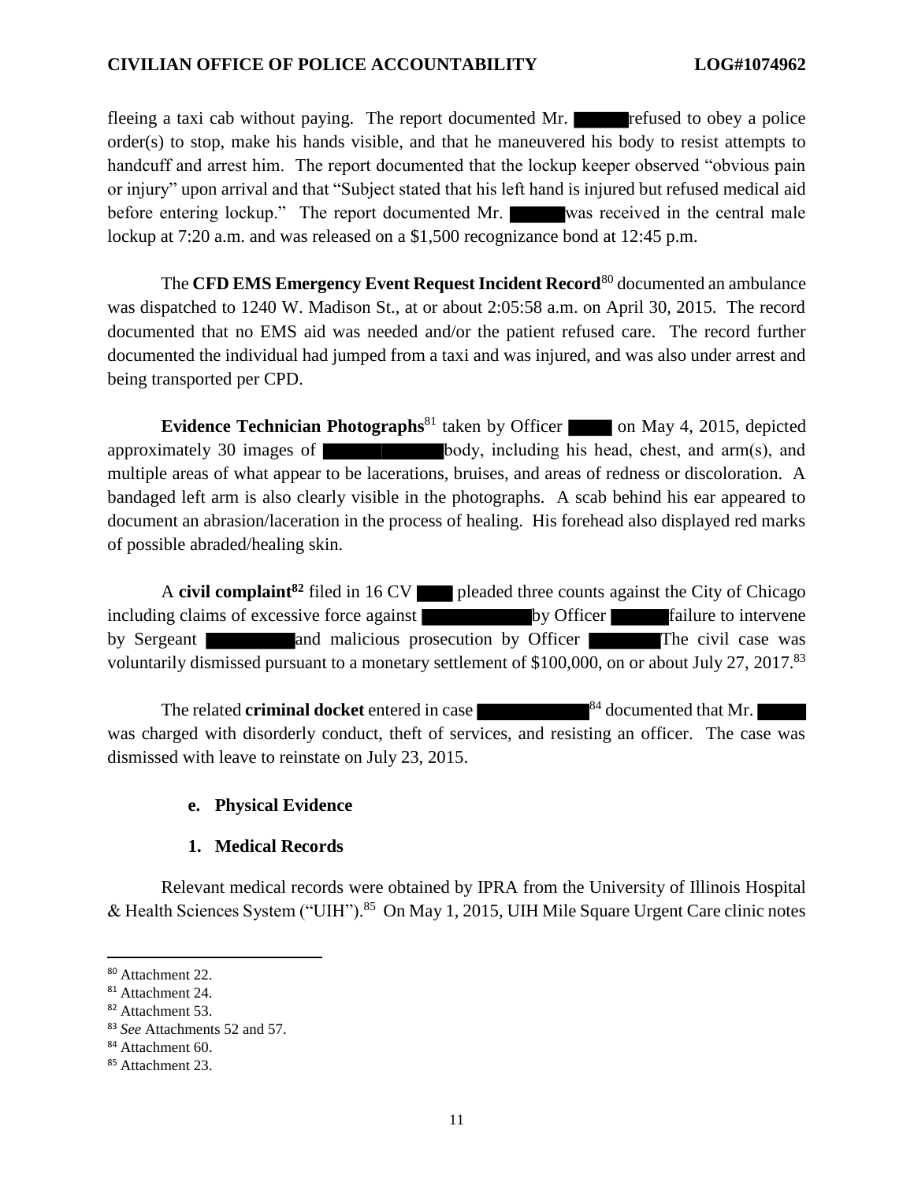fleeing a taxi cab without paying. The report documented Mr. ██████ refused to obey a police order(s) to stop, make his hands visible, and that he maneuvered his body to resist attempts to handcuff and arrest him. The report documented that the lockup keeper observed "obvious pain or injury" upon arrival and that "Subject stated that his left hand is injured but refused medical aid before entering lockup." The report documented Mr. ██████ was received in the central male lockup at 7:20 a.m. and was released on a $1,500 recognizance bond at 12:45 p.m.

The **CFD EMS Emergency Event Request Incident Record**[80] documented an ambulance was dispatched to 1240 W. Madison St., at or about 2:05:58 a.m. on April 30, 2015. The record documented that no EMS aid was needed and/or the patient refused care. The record further documented the individual had jumped from a taxi and was injured, and was also under arrest and being transported per CPD.

**Evidence Technician Photographs**[81] taken by Officer █████ on May 4, 2015, depicted approximately 30 images of ████████████ body, including his head, chest, and arm(s), and multiple areas of what appear to be lacerations, bruises, and areas of redness or discoloration. A bandaged left arm is also clearly visible in the photographs. A scab behind his ear appeared to document an abrasion/laceration in the process of healing. His forehead also displayed red marks of possible abraded/healing skin.

A **civil complaint**[82] filed in 16 CV ████ pleaded three counts against the City of Chicago including claims of excessive force against ████████████ by Officer ██████ failure to intervene by Sergeant ██████████ and malicious prosecution by Officer ███████ The civil case was voluntarily dismissed pursuant to a monetary settlement of $100,000, on or about July 27, 2017.[83]

The related **criminal docket** entered in case ████████████[84] documented that Mr. ██████ was charged with disorderly conduct, theft of services, and resisting an officer. The case was dismissed with leave to reinstate on July 23, 2015.

### e. Physical Evidence

#### 1. Medical Records

Relevant medical records were obtained by IPRA from the University of Illinois Hospital & Health Sciences System ("UIH").[85] On May 1, 2015, UIH Mile Square Urgent Care clinic notes

---

[80] Attachment 22.
[81] Attachment 24.
[82] Attachment 53.
[83] *See* Attachments 52 and 57.
[84] Attachment 60.
[85] Attachment 23.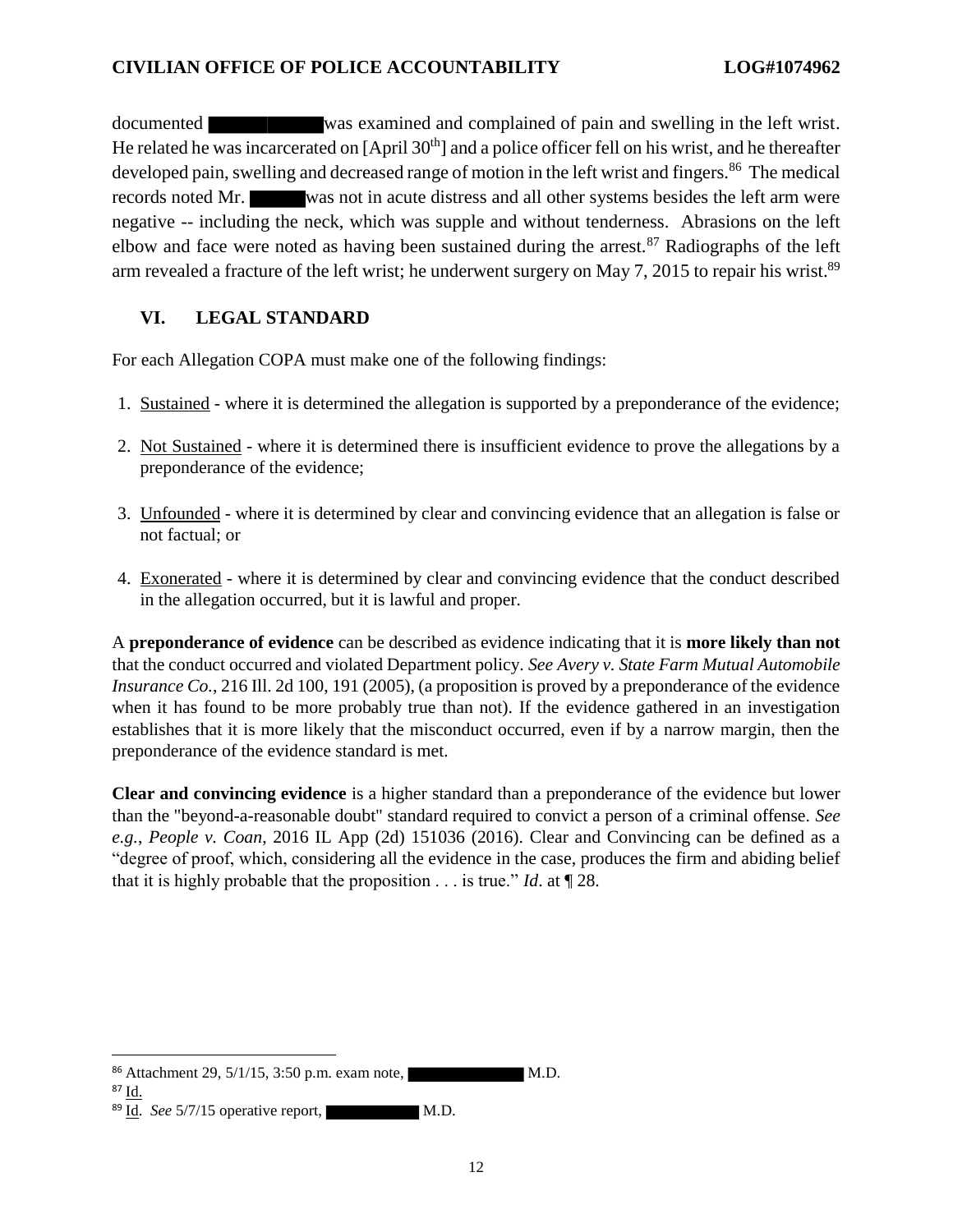documented ██████ was examined and complained of pain and swelling in the left wrist. He related he was incarcerated on [April 30th] and a police officer fell on his wrist, and he thereafter developed pain, swelling and decreased range of motion in the left wrist and fingers.[86] The medical records noted Mr. ████ was not in acute distress and all other systems besides the left arm were negative -- including the neck, which was supple and without tenderness. Abrasions on the left elbow and face were noted as having been sustained during the arrest.[87] Radiographs of the left arm revealed a fracture of the left wrist; he underwent surgery on May 7, 2015 to repair his wrist.[89]

## VI. LEGAL STANDARD

For each Allegation COPA must make one of the following findings:

1. Sustained - where it is determined the allegation is supported by a preponderance of the evidence;
2. Not Sustained - where it is determined there is insufficient evidence to prove the allegations by a preponderance of the evidence;
3. Unfounded - where it is determined by clear and convincing evidence that an allegation is false or not factual; or
4. Exonerated - where it is determined by clear and convincing evidence that the conduct described in the allegation occurred, but it is lawful and proper.

A **preponderance of evidence** can be described as evidence indicating that it is **more likely than not** that the conduct occurred and violated Department policy. *See Avery v. State Farm Mutual Automobile Insurance Co.*, 216 Ill. 2d 100, 191 (2005), (a proposition is proved by a preponderance of the evidence when it has found to be more probably true than not). If the evidence gathered in an investigation establishes that it is more likely that the misconduct occurred, even if by a narrow margin, then the preponderance of the evidence standard is met.

**Clear and convincing evidence** is a higher standard than a preponderance of the evidence but lower than the "beyond-a-reasonable doubt" standard required to convict a person of a criminal offense. *See e.g.*, *People v. Coan*, 2016 IL App (2d) 151036 (2016). Clear and Convincing can be defined as a "degree of proof, which, considering all the evidence in the case, produces the firm and abiding belief that it is highly probable that the proposition . . . is true." *Id*. at ¶ 28.

---

[86] Attachment 29, 5/1/15, 3:50 p.m. exam note, ████████ M.D.

[87] Id.

[89] Id. *See* 5/7/15 operative report, ███████ M.D.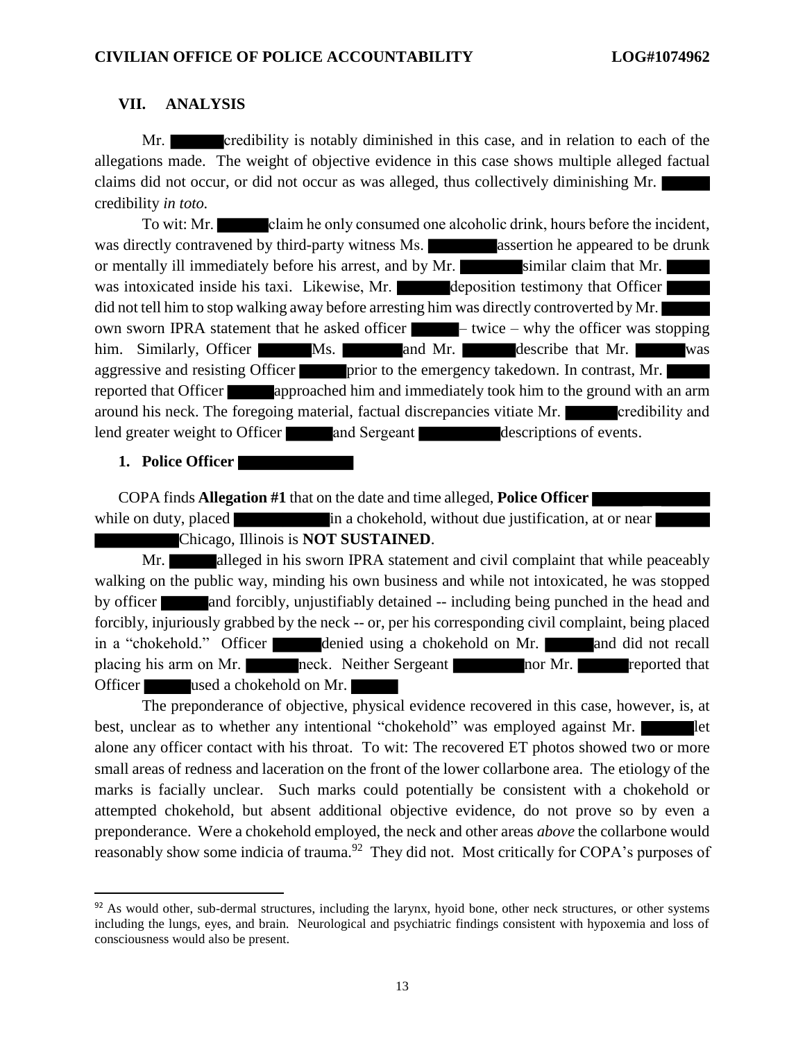## VII. ANALYSIS

Mr. credibility is notably diminished in this case, and in relation to each of the allegations made. The weight of objective evidence in this case shows multiple alleged factual claims did not occur, or did not occur as was alleged, thus collectively diminishing Mr. credibility *in toto.*

To wit: Mr. claim he only consumed one alcoholic drink, hours before the incident, was directly contravened by third-party witness Ms. assertion he appeared to be drunk or mentally ill immediately before his arrest, and by Mr. similar claim that Mr. was intoxicated inside his taxi. Likewise, Mr. deposition testimony that Officer did not tell him to stop walking away before arresting him was directly controverted by Mr. own sworn IPRA statement that he asked officer – twice – why the officer was stopping him. Similarly, Officer Ms. and Mr. describe that Mr. was aggressive and resisting Officer prior to the emergency takedown. In contrast, Mr. reported that Officer approached him and immediately took him to the ground with an arm around his neck. The foregoing material, factual discrepancies vitiate Mr. credibility and lend greater weight to Officer and Sergeant descriptions of events.

### 1. Police Officer

COPA finds **Allegation #1** that on the date and time alleged, **Police Officer** while on duty, placed in a chokehold, without due justification, at or near Chicago, Illinois is **NOT SUSTAINED**.

Mr. alleged in his sworn IPRA statement and civil complaint that while peaceably walking on the public way, minding his own business and while not intoxicated, he was stopped by officer and forcibly, unjustifiably detained -- including being punched in the head and forcibly, injuriously grabbed by the neck -- or, per his corresponding civil complaint, being placed in a "chokehold." Officer denied using a chokehold on Mr. and did not recall placing his arm on Mr. neck. Neither Sergeant nor Mr. reported that Officer used a chokehold on Mr.

The preponderance of objective, physical evidence recovered in this case, however, is, at best, unclear as to whether any intentional "chokehold" was employed against Mr. let alone any officer contact with his throat. To wit: The recovered ET photos showed two or more small areas of redness and laceration on the front of the lower collarbone area. The etiology of the marks is facially unclear. Such marks could potentially be consistent with a chokehold or attempted chokehold, but absent additional objective evidence, do not prove so by even a preponderance. Were a chokehold employed, the neck and other areas *above* the collarbone would reasonably show some indicia of trauma.[92] They did not. Most critically for COPA's purposes of

[92] As would other, sub-dermal structures, including the larynx, hyoid bone, other neck structures, or other systems including the lungs, eyes, and brain. Neurological and psychiatric findings consistent with hypoxemia and loss of consciousness would also be present.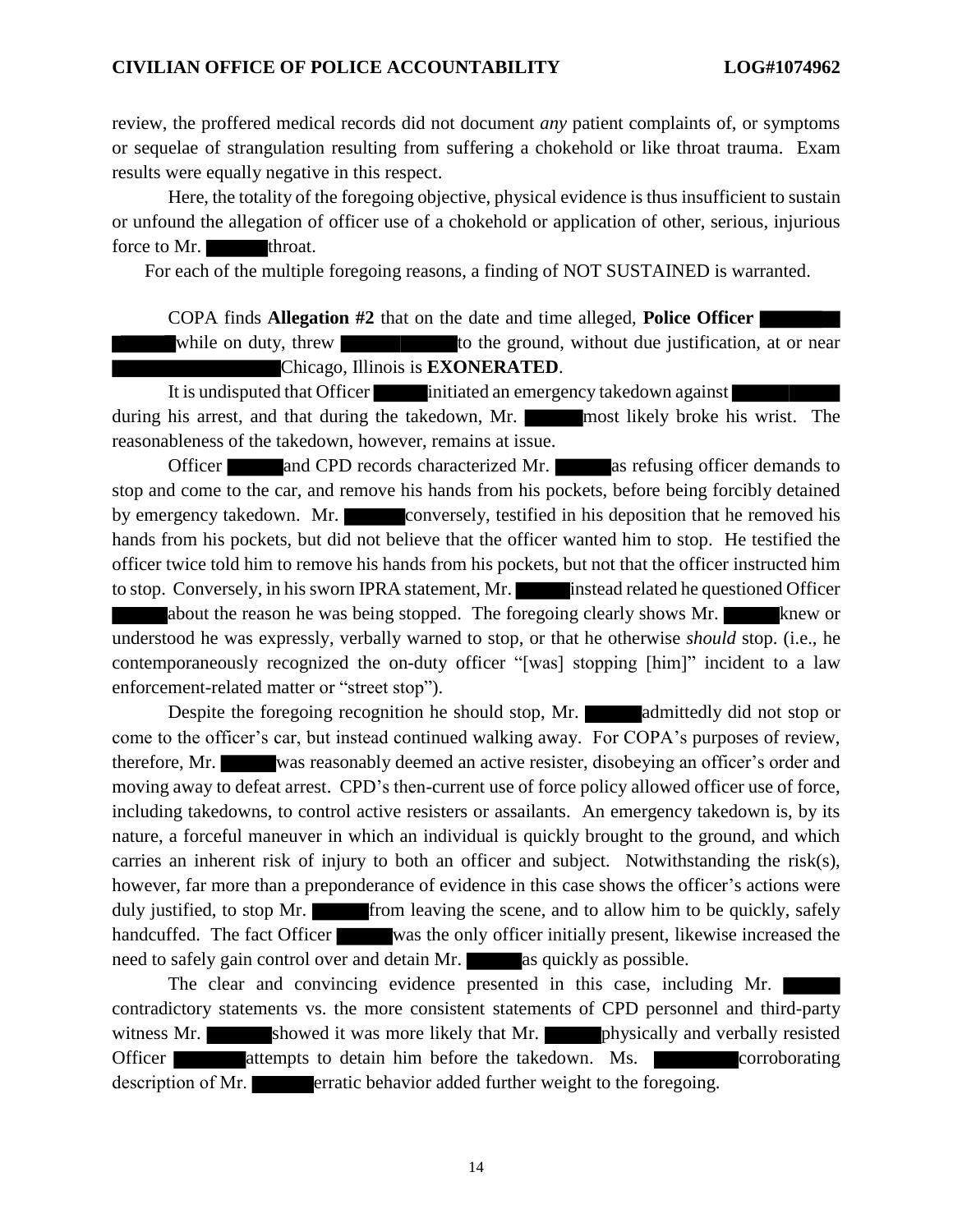review, the proffered medical records did not document *any* patient complaints of, or symptoms or sequelae of strangulation resulting from suffering a chokehold or like throat trauma. Exam results were equally negative in this respect.

Here, the totality of the foregoing objective, physical evidence is thus insufficient to sustain or unfound the allegation of officer use of a chokehold or application of other, serious, injurious force to Mr. ██████ throat.

For each of the multiple foregoing reasons, a finding of NOT SUSTAINED is warranted.

COPA finds **Allegation #2** that on the date and time alleged, **Police Officer ██████ ██████** while on duty, threw ██████████ to the ground, without due justification, at or near ██████████████ Chicago, Illinois is **EXONERATED**.

It is undisputed that Officer ██████ initiated an emergency takedown against ██████████ during his arrest, and that during the takedown, Mr. ██████ most likely broke his wrist. The reasonableness of the takedown, however, remains at issue.

Officer ██████ and CPD records characterized Mr. ██████ as refusing officer demands to stop and come to the car, and remove his hands from his pockets, before being forcibly detained by emergency takedown. Mr. ██████ conversely, testified in his deposition that he removed his hands from his pockets, but did not believe that the officer wanted him to stop. He testified the officer twice told him to remove his hands from his pockets, but not that the officer instructed him to stop. Conversely, in his sworn IPRA statement, Mr. ██████ instead related he questioned Officer ██████ about the reason he was being stopped. The foregoing clearly shows Mr. ██████ knew or understood he was expressly, verbally warned to stop, or that he otherwise *should* stop. (i.e., he contemporaneously recognized the on-duty officer "[was] stopping [him]" incident to a law enforcement-related matter or "street stop").

Despite the foregoing recognition he should stop, Mr. ██████ admittedly did not stop or come to the officer's car, but instead continued walking away. For COPA's purposes of review, therefore, Mr. ██████ was reasonably deemed an active resister, disobeying an officer's order and moving away to defeat arrest. CPD's then-current use of force policy allowed officer use of force, including takedowns, to control active resisters or assailants. An emergency takedown is, by its nature, a forceful maneuver in which an individual is quickly brought to the ground, and which carries an inherent risk of injury to both an officer and subject. Notwithstanding the risk(s), however, far more than a preponderance of evidence in this case shows the officer's actions were duly justified, to stop Mr. ██████ from leaving the scene, and to allow him to be quickly, safely handcuffed. The fact Officer ██████ was the only officer initially present, likewise increased the need to safely gain control over and detain Mr. ██████ as quickly as possible.

The clear and convincing evidence presented in this case, including Mr. ██████ contradictory statements vs. the more consistent statements of CPD personnel and third-party witness Mr. ██████ showed it was more likely that Mr. ██████ physically and verbally resisted Officer ██████ attempts to detain him before the takedown. Ms. ██████ corroborating description of Mr. ██████ erratic behavior added further weight to the foregoing.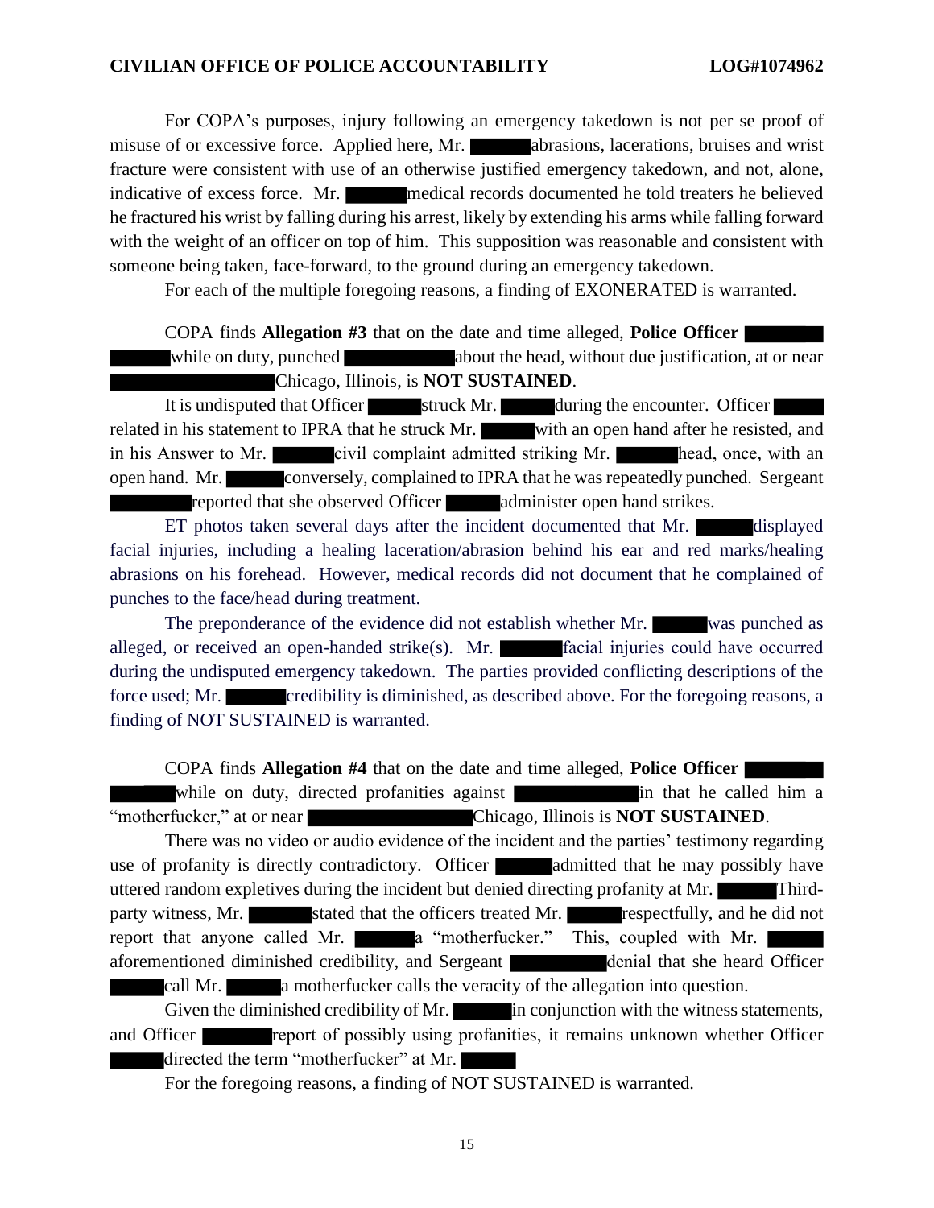For COPA's purposes, injury following an emergency takedown is not per se proof of misuse of or excessive force. Applied here, Mr. abrasions, lacerations, bruises and wrist fracture were consistent with use of an otherwise justified emergency takedown, and not, alone, indicative of excess force. Mr. medical records documented he told treaters he believed he fractured his wrist by falling during his arrest, likely by extending his arms while falling forward with the weight of an officer on top of him. This supposition was reasonable and consistent with someone being taken, face-forward, to the ground during an emergency takedown.

For each of the multiple foregoing reasons, a finding of EXONERATED is warranted.

COPA finds **Allegation #3** that on the date and time alleged, **Police Officer** while on duty, punched about the head, without due justification, at or near Chicago, Illinois, is **NOT SUSTAINED**.

It is undisputed that Officer struck Mr. during the encounter. Officer related in his statement to IPRA that he struck Mr. with an open hand after he resisted, and in his Answer to Mr. civil complaint admitted striking Mr. head, once, with an open hand. Mr. conversely, complained to IPRA that he was repeatedly punched. Sergeant reported that she observed Officer administer open hand strikes.

ET photos taken several days after the incident documented that Mr. displayed facial injuries, including a healing laceration/abrasion behind his ear and red marks/healing abrasions on his forehead. However, medical records did not document that he complained of punches to the face/head during treatment.

The preponderance of the evidence did not establish whether Mr. was punched as alleged, or received an open-handed strike(s). Mr. facial injuries could have occurred during the undisputed emergency takedown. The parties provided conflicting descriptions of the force used; Mr. credibility is diminished, as described above. For the foregoing reasons, a finding of NOT SUSTAINED is warranted.

COPA finds **Allegation #4** that on the date and time alleged, **Police Officer** while on duty, directed profanities against in that he called him a "motherfucker," at or near Chicago, Illinois is **NOT SUSTAINED**.

There was no video or audio evidence of the incident and the parties' testimony regarding use of profanity is directly contradictory. Officer admitted that he may possibly have uttered random expletives during the incident but denied directing profanity at Mr. Third-party witness, Mr. stated that the officers treated Mr. respectfully, and he did not report that anyone called Mr. a "motherfucker." This, coupled with Mr. aforementioned diminished credibility, and Sergeant denial that she heard Officer call Mr. a motherfucker calls the veracity of the allegation into question.

Given the diminished credibility of Mr. in conjunction with the witness statements, and Officer report of possibly using profanities, it remains unknown whether Officer directed the term "motherfucker" at Mr.

For the foregoing reasons, a finding of NOT SUSTAINED is warranted.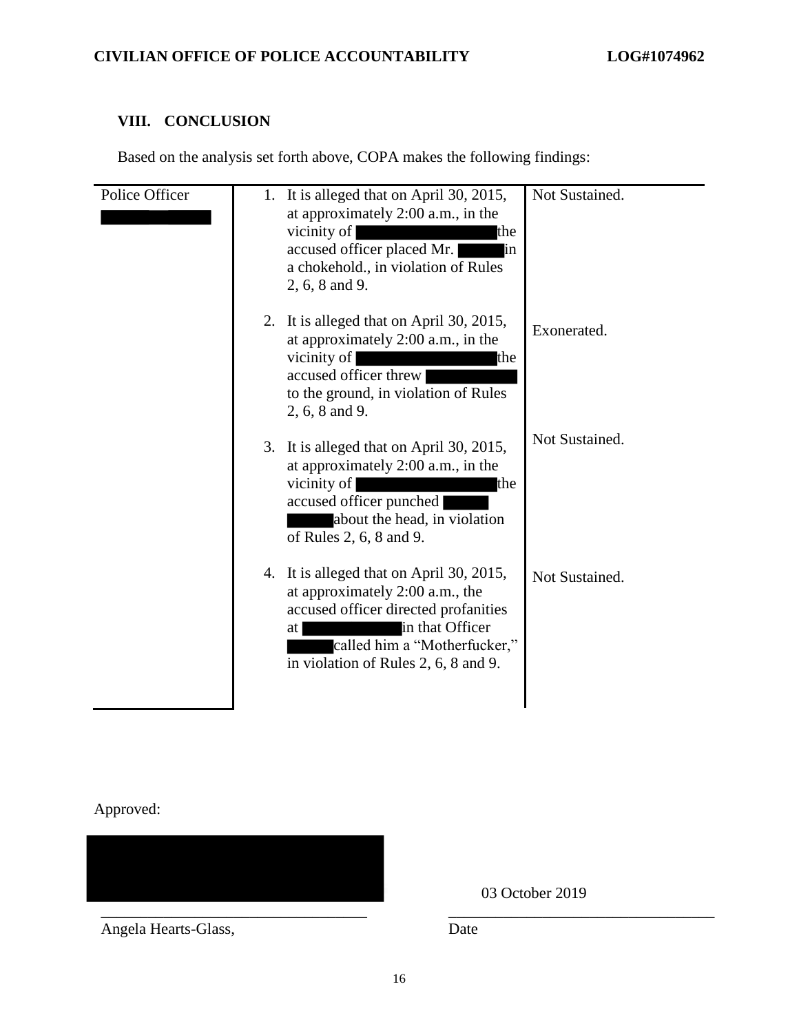## VIII. CONCLUSION

Based on the analysis set forth above, COPA makes the following findings:

| Police Officer ██████ | 1. It is alleged that on April 30, 2015, at approximately 2:00 a.m., in the vicinity of ██████ the accused officer placed Mr. ██████ in a chokehold., in violation of Rules 2, 6, 8 and 9. | Not Sustained. |
|---|---|---|
| | 2. It is alleged that on April 30, 2015, at approximately 2:00 a.m., in the vicinity of ██████ the accused officer threw ██████ to the ground, in violation of Rules 2, 6, 8 and 9. | Exonerated. |
| | 3. It is alleged that on April 30, 2015, at approximately 2:00 a.m., in the vicinity of ██████ the accused officer punched ██████ about the head, in violation of Rules 2, 6, 8 and 9. | Not Sustained. |
| | 4. It is alleged that on April 30, 2015, at approximately 2:00 a.m., the accused officer directed profanities at ██████ in that Officer ██████ called him a "Motherfucker," in violation of Rules 2, 6, 8 and 9. | Not Sustained. |

Approved:

██████

\_\_\_\_\_\_\_\_\_\_\_\_\_\_\_\_\_\_\_\_\_\_\_\_\_\_\_\_\_\_\_\_\_\_
Angela Hearts-Glass,

03 October 2019
\_\_\_\_\_\_\_\_\_\_\_\_\_\_\_\_\_\_\_\_\_\_\_\_\_\_\_\_\_\_\_\_\_\_
Date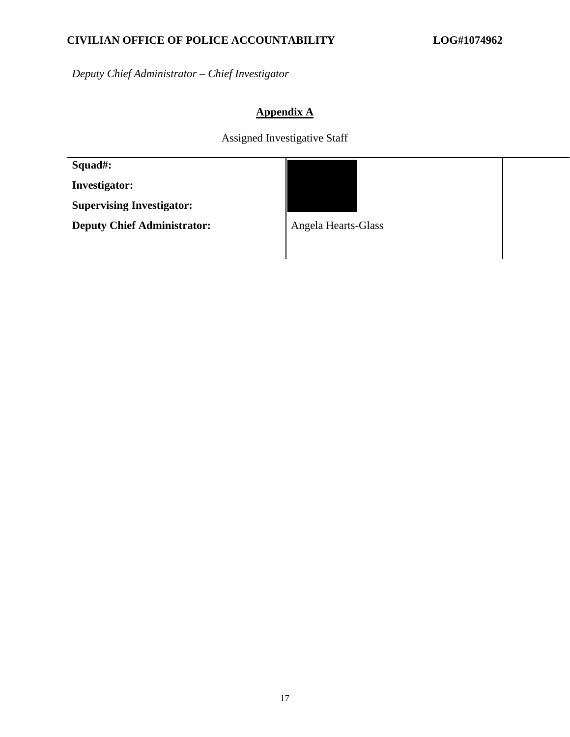*Deputy Chief Administrator – Chief Investigator*

## Appendix A

Assigned Investigative Staff

| | |
|---|---|
| **Squad#:** | |
| **Investigator:** | |
| **Supervising Investigator:** | |
| **Deputy Chief Administrator:** | Angela Hearts-Glass |